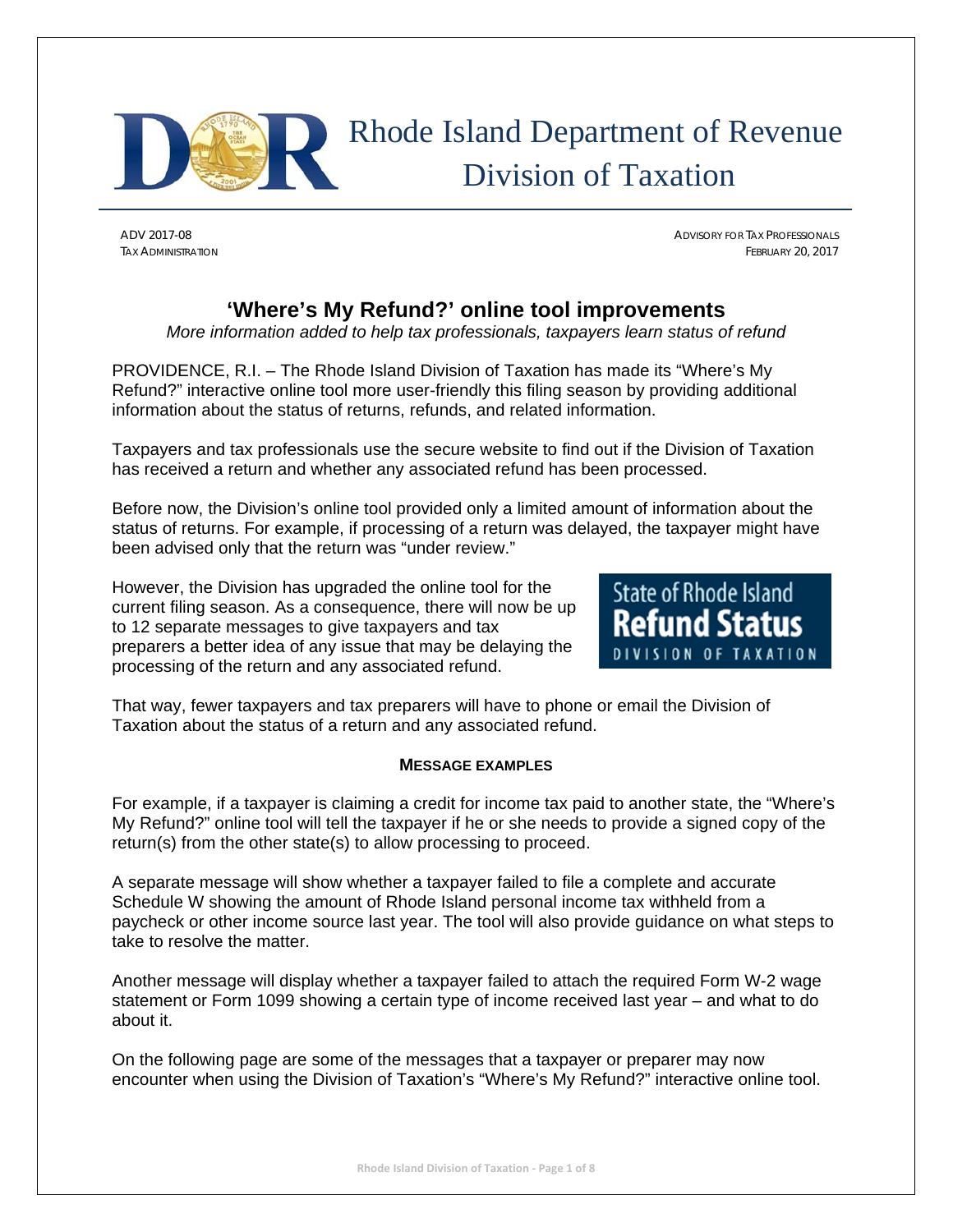# Rhode Island Department of Revenue
## Division of Taxation

ADV 2017-08
TAX ADMINISTRATION

ADVISORY FOR TAX PROFESSIONALS
FEBRUARY 20, 2017

## 'Where's My Refund?' online tool improvements

*More information added to help tax professionals, taxpayers learn status of refund*

PROVIDENCE, R.I. – The Rhode Island Division of Taxation has made its "Where's My Refund?" interactive online tool more user-friendly this filing season by providing additional information about the status of returns, refunds, and related information.

Taxpayers and tax professionals use the secure website to find out if the Division of Taxation has received a return and whether any associated refund has been processed.

Before now, the Division's online tool provided only a limited amount of information about the status of returns. For example, if processing of a return was delayed, the taxpayer might have been advised only that the return was "under review."

However, the Division has upgraded the online tool for the current filing season. As a consequence, there will now be up to 12 separate messages to give taxpayers and tax preparers a better idea of any issue that may be delaying the processing of the return and any associated refund.

State of Rhode Island
**Refund Status**
DIVISION OF TAXATION

That way, fewer taxpayers and tax preparers will have to phone or email the Division of Taxation about the status of a return and any associated refund.

### MESSAGE EXAMPLES

For example, if a taxpayer is claiming a credit for income tax paid to another state, the "Where's My Refund?" online tool will tell the taxpayer if he or she needs to provide a signed copy of the return(s) from the other state(s) to allow processing to proceed.

A separate message will show whether a taxpayer failed to file a complete and accurate Schedule W showing the amount of Rhode Island personal income tax withheld from a paycheck or other income source last year. The tool will also provide guidance on what steps to take to resolve the matter.

Another message will display whether a taxpayer failed to attach the required Form W-2 wage statement or Form 1099 showing a certain type of income received last year – and what to do about it.

On the following page are some of the messages that a taxpayer or preparer may now encounter when using the Division of Taxation's "Where's My Refund?" interactive online tool.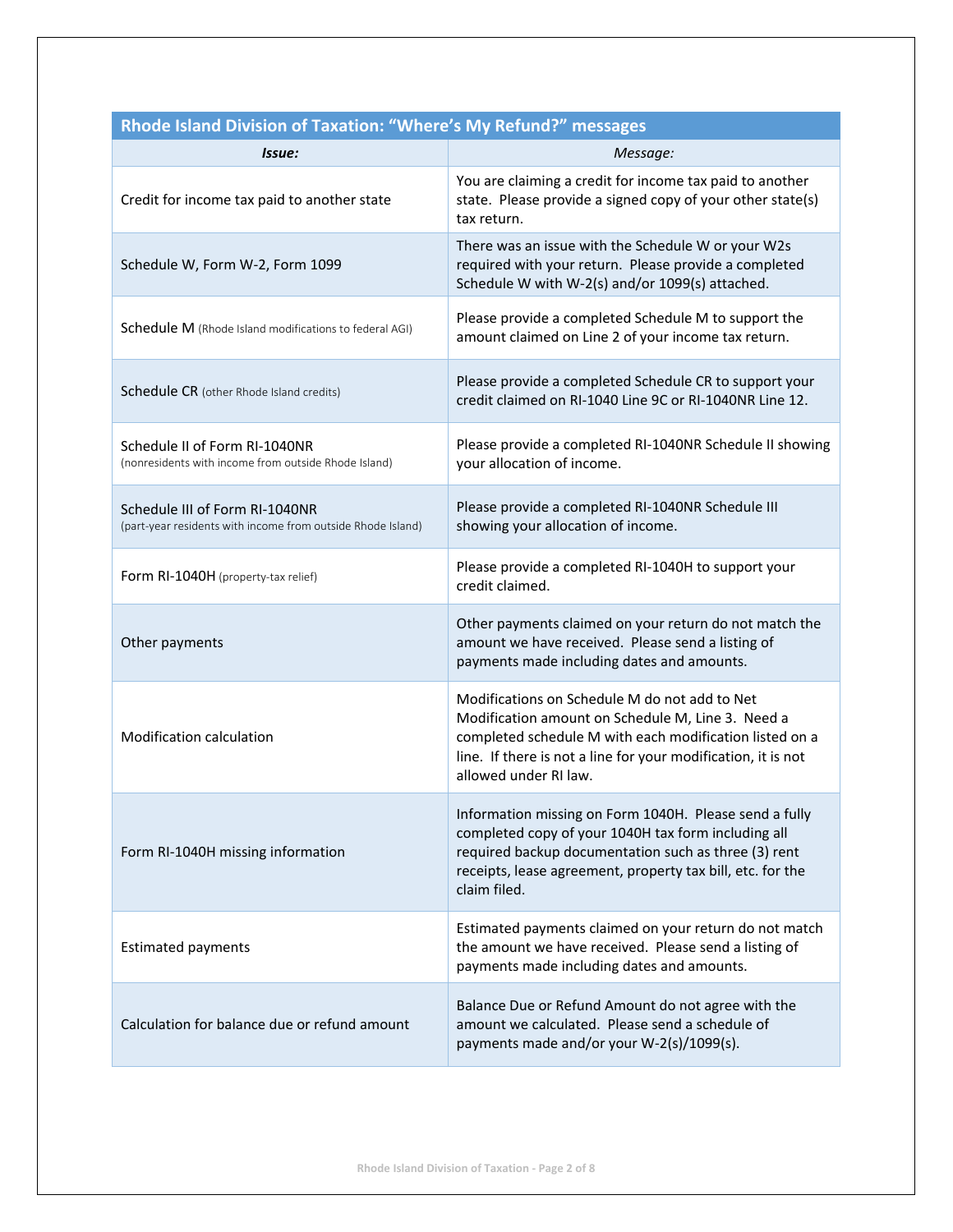| Rhode Island Division of Taxation: “Where’s My Refund?” messages | |
|---|---|
| ***Issue:*** | *Message:* |
| Credit for income tax paid to another state | You are claiming a credit for income tax paid to another state. Please provide a signed copy of your other state(s) tax return. |
| Schedule W, Form W-2, Form 1099 | There was an issue with the Schedule W or your W2s required with your return. Please provide a completed Schedule W with W-2(s) and/or 1099(s) attached. |
| Schedule M (Rhode Island modifications to federal AGI) | Please provide a completed Schedule M to support the amount claimed on Line 2 of your income tax return. |
| Schedule CR (other Rhode Island credits) | Please provide a completed Schedule CR to support your credit claimed on RI-1040 Line 9C or RI-1040NR Line 12. |
| Schedule II of Form RI-1040NR (nonresidents with income from outside Rhode Island) | Please provide a completed RI-1040NR Schedule II showing your allocation of income. |
| Schedule III of Form RI-1040NR (part-year residents with income from outside Rhode Island) | Please provide a completed RI-1040NR Schedule III showing your allocation of income. |
| Form RI-1040H (property-tax relief) | Please provide a completed RI-1040H to support your credit claimed. |
| Other payments | Other payments claimed on your return do not match the amount we have received. Please send a listing of payments made including dates and amounts. |
| Modification calculation | Modifications on Schedule M do not add to Net Modification amount on Schedule M, Line 3. Need a completed schedule M with each modification listed on a line. If there is not a line for your modification, it is not allowed under RI law. |
| Form RI-1040H missing information | Information missing on Form 1040H. Please send a fully completed copy of your 1040H tax form including all required backup documentation such as three (3) rent receipts, lease agreement, property tax bill, etc. for the claim filed. |
| Estimated payments | Estimated payments claimed on your return do not match the amount we have received. Please send a listing of payments made including dates and amounts. |
| Calculation for balance due or refund amount | Balance Due or Refund Amount do not agree with the amount we calculated. Please send a schedule of payments made and/or your W-2(s)/1099(s). |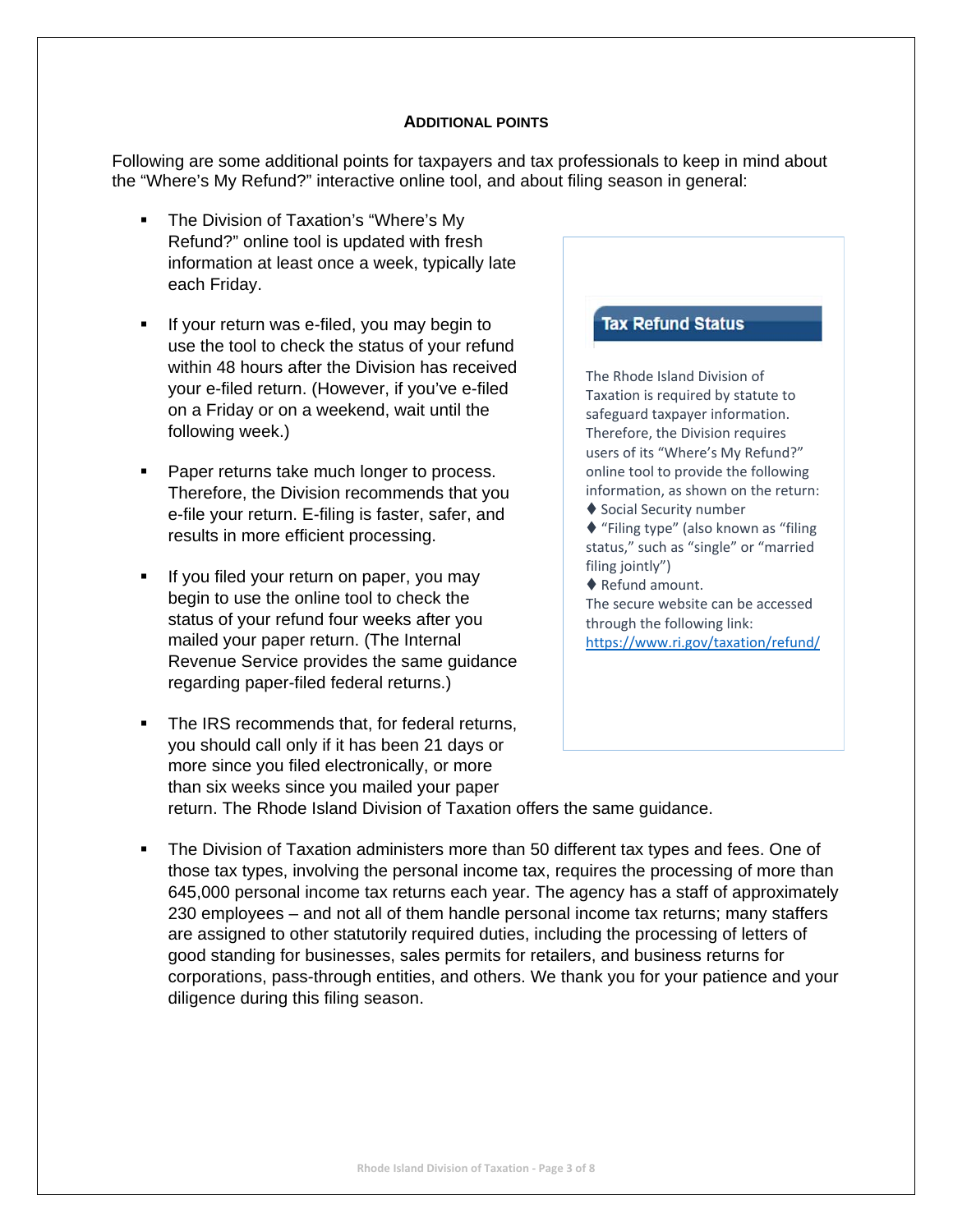## ADDITIONAL POINTS

Following are some additional points for taxpayers and tax professionals to keep in mind about the "Where's My Refund?" interactive online tool, and about filing season in general:

- The Division of Taxation's "Where's My Refund?" online tool is updated with fresh information at least once a week, typically late each Friday.
- If your return was e-filed, you may begin to use the tool to check the status of your refund within 48 hours after the Division has received your e-filed return. (However, if you've e-filed on a Friday or on a weekend, wait until the following week.)
- Paper returns take much longer to process. Therefore, the Division recommends that you e-file your return. E-filing is faster, safer, and results in more efficient processing.
- If you filed your return on paper, you may begin to use the online tool to check the status of your refund four weeks after you mailed your paper return. (The Internal Revenue Service provides the same guidance regarding paper-filed federal returns.)
- The IRS recommends that, for federal returns, you should call only if it has been 21 days or more since you filed electronically, or more than six weeks since you mailed your paper return. The Rhode Island Division of Taxation offers the same guidance.
- The Division of Taxation administers more than 50 different tax types and fees. One of those tax types, involving the personal income tax, requires the processing of more than 645,000 personal income tax returns each year. The agency has a staff of approximately 230 employees – and not all of them handle personal income tax returns; many staffers are assigned to other statutorily required duties, including the processing of letters of good standing for businesses, sales permits for retailers, and business returns for corporations, pass-through entities, and others. We thank you for your patience and your diligence during this filing season.

### Tax Refund Status

The Rhode Island Division of Taxation is required by statute to safeguard taxpayer information. Therefore, the Division requires users of its "Where's My Refund?" online tool to provide the following information, as shown on the return:

♦ Social Security number
♦ "Filing type" (also known as "filing status," such as "single" or "married filing jointly")
♦ Refund amount.

The secure website can be accessed through the following link: https://www.ri.gov/taxation/refund/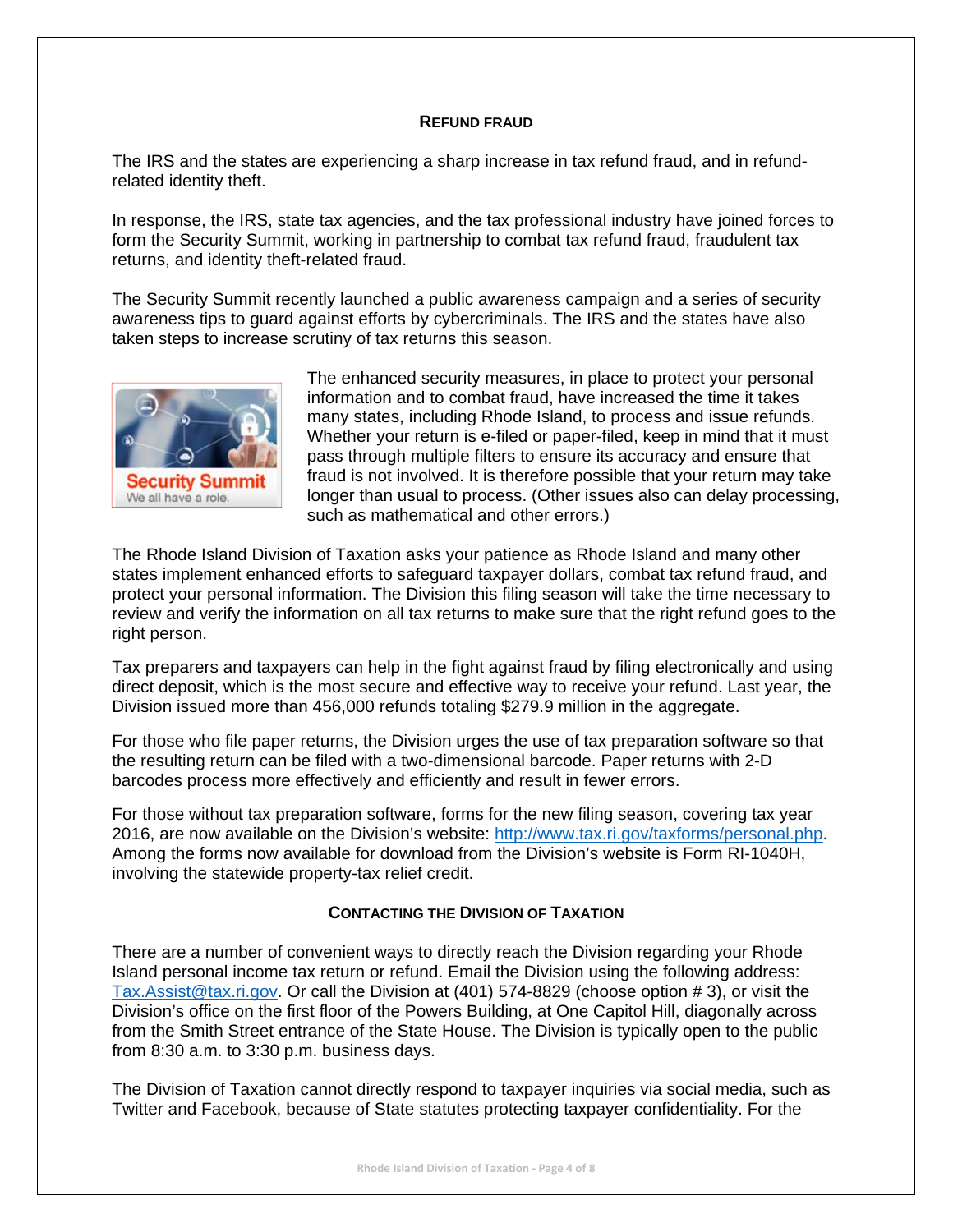## REFUND FRAUD

The IRS and the states are experiencing a sharp increase in tax refund fraud, and in refund-related identity theft.

In response, the IRS, state tax agencies, and the tax professional industry have joined forces to form the Security Summit, working in partnership to combat tax refund fraud, fraudulent tax returns, and identity theft-related fraud.

The Security Summit recently launched a public awareness campaign and a series of security awareness tips to guard against efforts by cybercriminals. The IRS and the states have also taken steps to increase scrutiny of tax returns this season.

The enhanced security measures, in place to protect your personal information and to combat fraud, have increased the time it takes many states, including Rhode Island, to process and issue refunds. Whether your return is e-filed or paper-filed, keep in mind that it must pass through multiple filters to ensure its accuracy and ensure that fraud is not involved. It is therefore possible that your return may take longer than usual to process. (Other issues also can delay processing, such as mathematical and other errors.)

The Rhode Island Division of Taxation asks your patience as Rhode Island and many other states implement enhanced efforts to safeguard taxpayer dollars, combat tax refund fraud, and protect your personal information. The Division this filing season will take the time necessary to review and verify the information on all tax returns to make sure that the right refund goes to the right person.

Tax preparers and taxpayers can help in the fight against fraud by filing electronically and using direct deposit, which is the most secure and effective way to receive your refund. Last year, the Division issued more than 456,000 refunds totaling $279.9 million in the aggregate.

For those who file paper returns, the Division urges the use of tax preparation software so that the resulting return can be filed with a two-dimensional barcode. Paper returns with 2-D barcodes process more effectively and efficiently and result in fewer errors.

For those without tax preparation software, forms for the new filing season, covering tax year 2016, are now available on the Division's website: http://www.tax.ri.gov/taxforms/personal.php. Among the forms now available for download from the Division's website is Form RI-1040H, involving the statewide property-tax relief credit.

## CONTACTING THE DIVISION OF TAXATION

There are a number of convenient ways to directly reach the Division regarding your Rhode Island personal income tax return or refund. Email the Division using the following address: Tax.Assist@tax.ri.gov. Or call the Division at (401) 574-8829 (choose option # 3), or visit the Division's office on the first floor of the Powers Building, at One Capitol Hill, diagonally across from the Smith Street entrance of the State House. The Division is typically open to the public from 8:30 a.m. to 3:30 p.m. business days.

The Division of Taxation cannot directly respond to taxpayer inquiries via social media, such as Twitter and Facebook, because of State statutes protecting taxpayer confidentiality. For the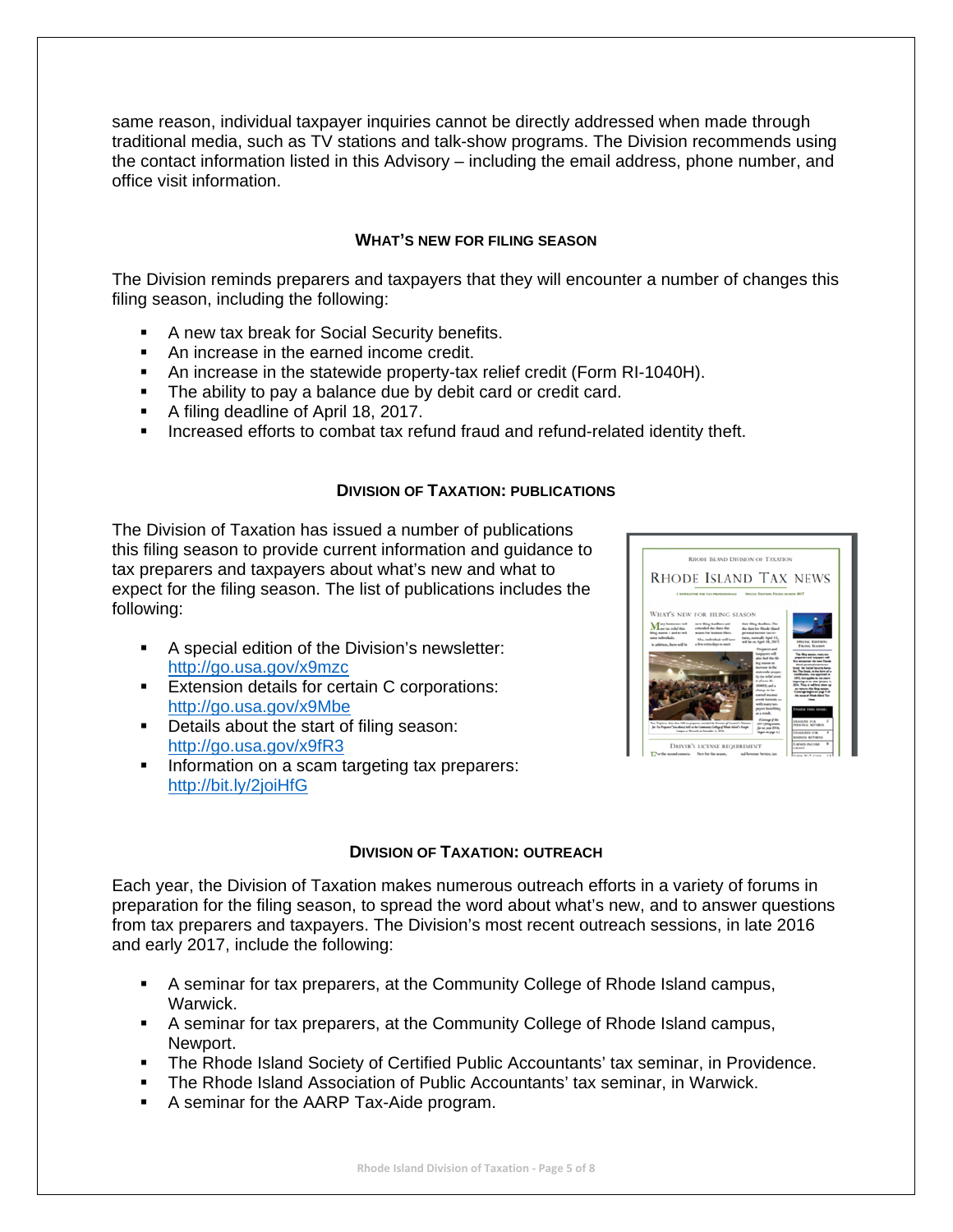same reason, individual taxpayer inquiries cannot be directly addressed when made through traditional media, such as TV stations and talk-show programs. The Division recommends using the contact information listed in this Advisory – including the email address, phone number, and office visit information.

### WHAT'S NEW FOR FILING SEASON

The Division reminds preparers and taxpayers that they will encounter a number of changes this filing season, including the following:

- A new tax break for Social Security benefits.
- An increase in the earned income credit.
- An increase in the statewide property-tax relief credit (Form RI-1040H).
- The ability to pay a balance due by debit card or credit card.
- A filing deadline of April 18, 2017.
- Increased efforts to combat tax refund fraud and refund-related identity theft.

### DIVISION OF TAXATION: PUBLICATIONS

The Division of Taxation has issued a number of publications this filing season to provide current information and guidance to tax preparers and taxpayers about what's new and what to expect for the filing season. The list of publications includes the following:

- A special edition of the Division's newsletter: http://go.usa.gov/x9mzc
- Extension details for certain C corporations: http://go.usa.gov/x9Mbe
- Details about the start of filing season: http://go.usa.gov/x9fR3
- Information on a scam targeting tax preparers: http://bit.ly/2joiHfG

### DIVISION OF TAXATION: OUTREACH

Each year, the Division of Taxation makes numerous outreach efforts in a variety of forums in preparation for the filing season, to spread the word about what's new, and to answer questions from tax preparers and taxpayers. The Division's most recent outreach sessions, in late 2016 and early 2017, include the following:

- A seminar for tax preparers, at the Community College of Rhode Island campus, Warwick.
- A seminar for tax preparers, at the Community College of Rhode Island campus, Newport.
- The Rhode Island Society of Certified Public Accountants' tax seminar, in Providence.
- The Rhode Island Association of Public Accountants' tax seminar, in Warwick.
- A seminar for the AARP Tax-Aide program.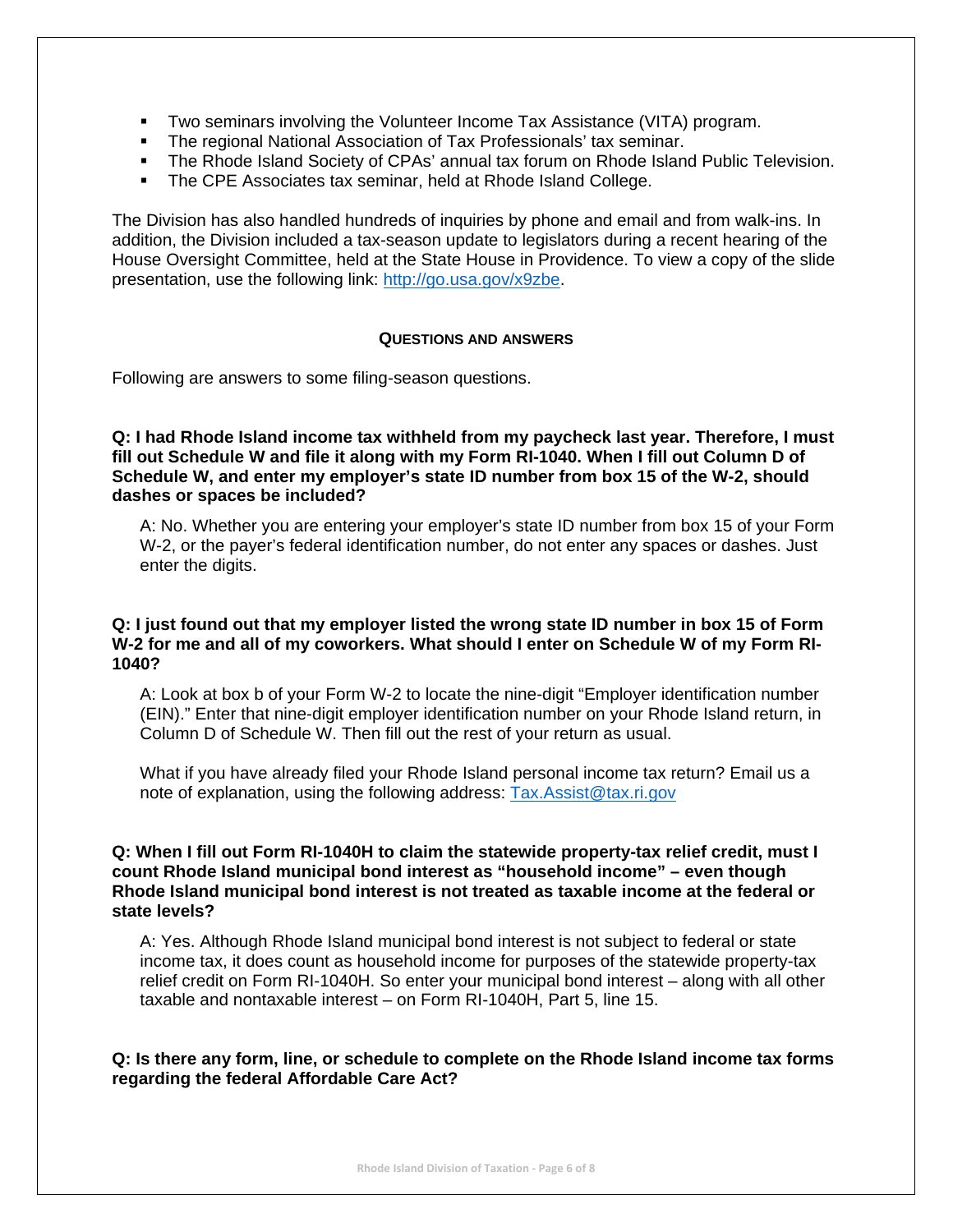- Two seminars involving the Volunteer Income Tax Assistance (VITA) program.
- The regional National Association of Tax Professionals' tax seminar.
- The Rhode Island Society of CPAs' annual tax forum on Rhode Island Public Television.
- The CPE Associates tax seminar, held at Rhode Island College.

The Division has also handled hundreds of inquiries by phone and email and from walk-ins. In addition, the Division included a tax-season update to legislators during a recent hearing of the House Oversight Committee, held at the State House in Providence. To view a copy of the slide presentation, use the following link: http://go.usa.gov/x9zbe.

## QUESTIONS AND ANSWERS

Following are answers to some filing-season questions.

**Q: I had Rhode Island income tax withheld from my paycheck last year. Therefore, I must fill out Schedule W and file it along with my Form RI-1040. When I fill out Column D of Schedule W, and enter my employer's state ID number from box 15 of the W-2, should dashes or spaces be included?**

A: No. Whether you are entering your employer's state ID number from box 15 of your Form W-2, or the payer's federal identification number, do not enter any spaces or dashes. Just enter the digits.

**Q: I just found out that my employer listed the wrong state ID number in box 15 of Form W-2 for me and all of my coworkers. What should I enter on Schedule W of my Form RI-1040?**

A: Look at box b of your Form W-2 to locate the nine-digit "Employer identification number (EIN)." Enter that nine-digit employer identification number on your Rhode Island return, in Column D of Schedule W. Then fill out the rest of your return as usual.

What if you have already filed your Rhode Island personal income tax return? Email us a note of explanation, using the following address: Tax.Assist@tax.ri.gov

**Q: When I fill out Form RI-1040H to claim the statewide property-tax relief credit, must I count Rhode Island municipal bond interest as "household income" – even though Rhode Island municipal bond interest is not treated as taxable income at the federal or state levels?**

A: Yes. Although Rhode Island municipal bond interest is not subject to federal or state income tax, it does count as household income for purposes of the statewide property-tax relief credit on Form RI-1040H. So enter your municipal bond interest – along with all other taxable and nontaxable interest – on Form RI-1040H, Part 5, line 15.

**Q: Is there any form, line, or schedule to complete on the Rhode Island income tax forms regarding the federal Affordable Care Act?**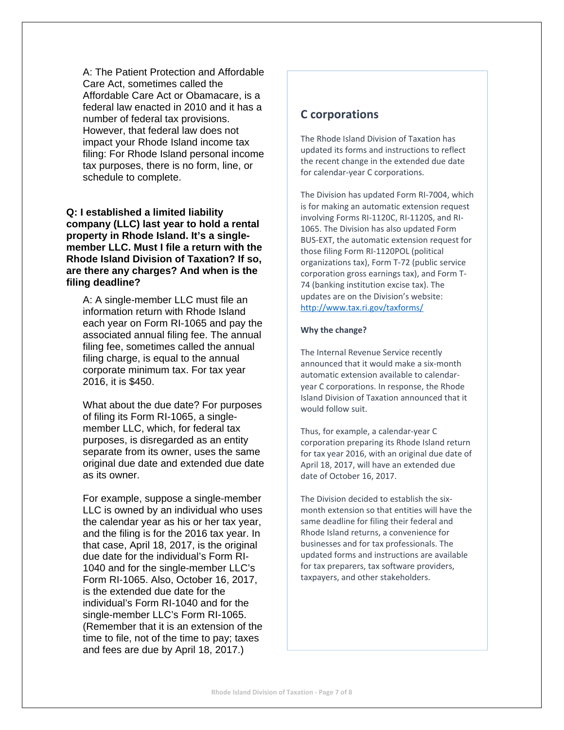A: The Patient Protection and Affordable Care Act, sometimes called the Affordable Care Act or Obamacare, is a federal law enacted in 2010 and it has a number of federal tax provisions. However, that federal law does not impact your Rhode Island income tax filing: For Rhode Island personal income tax purposes, there is no form, line, or schedule to complete.

**Q: I established a limited liability company (LLC) last year to hold a rental property in Rhode Island. It's a single-member LLC. Must I file a return with the Rhode Island Division of Taxation? If so, are there any charges? And when is the filing deadline?**

A: A single-member LLC must file an information return with Rhode Island each year on Form RI-1065 and pay the associated annual filing fee. The annual filing fee, sometimes called the annual filing charge, is equal to the annual corporate minimum tax. For tax year 2016, it is $450.

What about the due date? For purposes of filing its Form RI-1065, a single-member LLC, which, for federal tax purposes, is disregarded as an entity separate from its owner, uses the same original due date and extended due date as its owner.

For example, suppose a single-member LLC is owned by an individual who uses the calendar year as his or her tax year, and the filing is for the 2016 tax year. In that case, April 18, 2017, is the original due date for the individual's Form RI-1040 and for the single-member LLC's Form RI-1065. Also, October 16, 2017, is the extended due date for the individual's Form RI-1040 and for the single-member LLC's Form RI-1065. (Remember that it is an extension of the time to file, not of the time to pay; taxes and fees are due by April 18, 2017.)

## C corporations

The Rhode Island Division of Taxation has updated its forms and instructions to reflect the recent change in the extended due date for calendar-year C corporations.

The Division has updated Form RI-7004, which is for making an automatic extension request involving Forms RI-1120C, RI-1120S, and RI-1065. The Division has also updated Form BUS-EXT, the automatic extension request for those filing Form RI-1120POL (political organizations tax), Form T-72 (public service corporation gross earnings tax), and Form T-74 (banking institution excise tax). The updates are on the Division's website: http://www.tax.ri.gov/taxforms/

**Why the change?**

The Internal Revenue Service recently announced that it would make a six-month automatic extension available to calendar-year C corporations. In response, the Rhode Island Division of Taxation announced that it would follow suit.

Thus, for example, a calendar-year C corporation preparing its Rhode Island return for tax year 2016, with an original due date of April 18, 2017, will have an extended due date of October 16, 2017.

The Division decided to establish the six-month extension so that entities will have the same deadline for filing their federal and Rhode Island returns, a convenience for businesses and for tax professionals. The updated forms and instructions are available for tax preparers, tax software providers, taxpayers, and other stakeholders.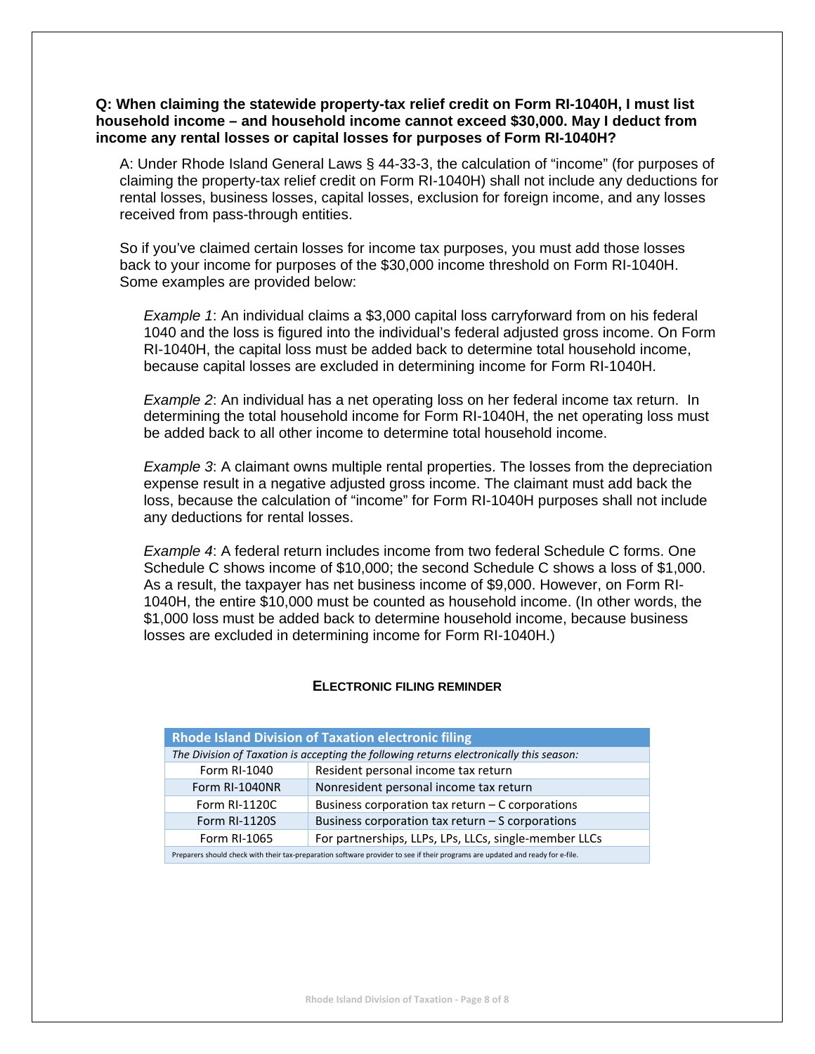**Q: When claiming the statewide property-tax relief credit on Form RI-1040H, I must list household income – and household income cannot exceed $30,000. May I deduct from income any rental losses or capital losses for purposes of Form RI-1040H?**

A: Under Rhode Island General Laws § 44-33-3, the calculation of "income" (for purposes of claiming the property-tax relief credit on Form RI-1040H) shall not include any deductions for rental losses, business losses, capital losses, exclusion for foreign income, and any losses received from pass-through entities.

So if you've claimed certain losses for income tax purposes, you must add those losses back to your income for purposes of the $30,000 income threshold on Form RI-1040H. Some examples are provided below:

*Example 1*: An individual claims a $3,000 capital loss carryforward from on his federal 1040 and the loss is figured into the individual's federal adjusted gross income. On Form RI-1040H, the capital loss must be added back to determine total household income, because capital losses are excluded in determining income for Form RI-1040H.

*Example 2*: An individual has a net operating loss on her federal income tax return. In determining the total household income for Form RI-1040H, the net operating loss must be added back to all other income to determine total household income.

*Example 3*: A claimant owns multiple rental properties. The losses from the depreciation expense result in a negative adjusted gross income. The claimant must add back the loss, because the calculation of "income" for Form RI-1040H purposes shall not include any deductions for rental losses.

*Example 4*: A federal return includes income from two federal Schedule C forms. One Schedule C shows income of $10,000; the second Schedule C shows a loss of $1,000. As a result, the taxpayer has net business income of $9,000. However, on Form RI-1040H, the entire $10,000 must be counted as household income. (In other words, the $1,000 loss must be added back to determine household income, because business losses are excluded in determining income for Form RI-1040H.)

#### ELECTRONIC FILING REMINDER

| Rhode Island Division of Taxation electronic filing | |
|---|---|
| *The Division of Taxation is accepting the following returns electronically this season:* | |
| Form RI-1040 | Resident personal income tax return |
| Form RI-1040NR | Nonresident personal income tax return |
| Form RI-1120C | Business corporation tax return – C corporations |
| Form RI-1120S | Business corporation tax return – S corporations |
| Form RI-1065 | For partnerships, LLPs, LPs, LLCs, single-member LLCs |
| Preparers should check with their tax-preparation software provider to see if their programs are updated and ready for e-file. | |